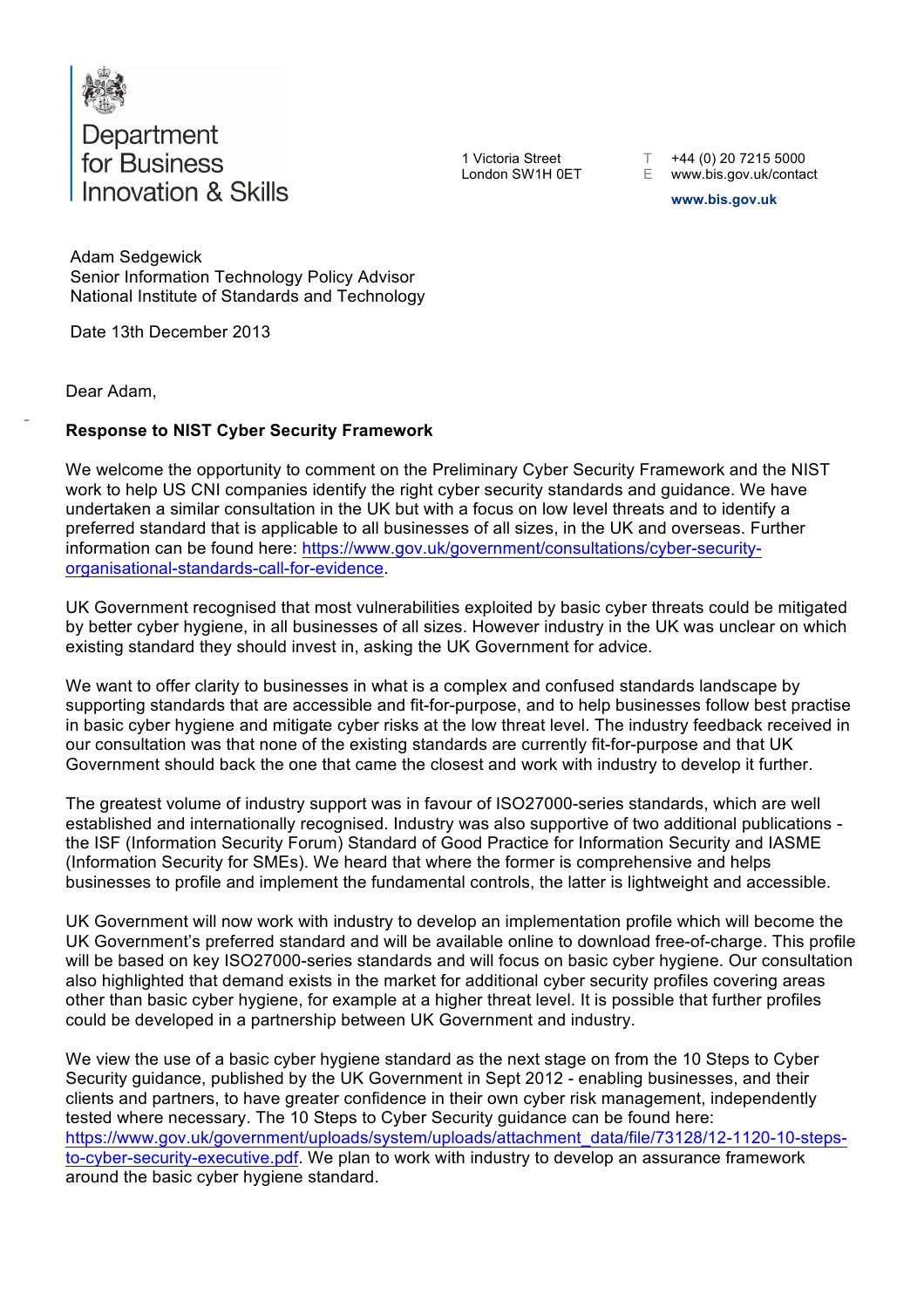Department
for Business
Innovation & Skills

1 Victoria Street
London SW1H 0ET

T +44 (0) 20 7215 5000
E www.bis.gov.uk/contact

www.bis.gov.uk

Adam Sedgewick
Senior Information Technology Policy Advisor
National Institute of Standards and Technology

Date 13th December 2013

Dear Adam,

**Response to NIST Cyber Security Framework**

We welcome the opportunity to comment on the Preliminary Cyber Security Framework and the NIST work to help US CNI companies identify the right cyber security standards and guidance. We have undertaken a similar consultation in the UK but with a focus on low level threats and to identify a preferred standard that is applicable to all businesses of all sizes, in the UK and overseas. Further information can be found here: [https://www.gov.uk/government/consultations/cyber-security-organisational-standards-call-for-evidence](https://www.gov.uk/government/consultations/cyber-security-organisational-standards-call-for-evidence).

UK Government recognised that most vulnerabilities exploited by basic cyber threats could be mitigated by better cyber hygiene, in all businesses of all sizes. However industry in the UK was unclear on which existing standard they should invest in, asking the UK Government for advice.

We want to offer clarity to businesses in what is a complex and confused standards landscape by supporting standards that are accessible and fit-for-purpose, and to help businesses follow best practise in basic cyber hygiene and mitigate cyber risks at the low threat level. The industry feedback received in our consultation was that none of the existing standards are currently fit-for-purpose and that UK Government should back the one that came the closest and work with industry to develop it further.

The greatest volume of industry support was in favour of ISO27000-series standards, which are well established and internationally recognised. Industry was also supportive of two additional publications - the ISF (Information Security Forum) Standard of Good Practice for Information Security and IASME (Information Security for SMEs). We heard that where the former is comprehensive and helps businesses to profile and implement the fundamental controls, the latter is lightweight and accessible.

UK Government will now work with industry to develop an implementation profile which will become the UK Government's preferred standard and will be available online to download free-of-charge. This profile will be based on key ISO27000-series standards and will focus on basic cyber hygiene. Our consultation also highlighted that demand exists in the market for additional cyber security profiles covering areas other than basic cyber hygiene, for example at a higher threat level. It is possible that further profiles could be developed in a partnership between UK Government and industry.

We view the use of a basic cyber hygiene standard as the next stage on from the 10 Steps to Cyber Security guidance, published by the UK Government in Sept 2012 - enabling businesses, and their clients and partners, to have greater confidence in their own cyber risk management, independently tested where necessary. The 10 Steps to Cyber Security guidance can be found here: [https://www.gov.uk/government/uploads/system/uploads/attachment_data/file/73128/12-1120-10-steps-to-cyber-security-executive.pdf](https://www.gov.uk/government/uploads/system/uploads/attachment_data/file/73128/12-1120-10-steps-to-cyber-security-executive.pdf). We plan to work with industry to develop an assurance framework around the basic cyber hygiene standard.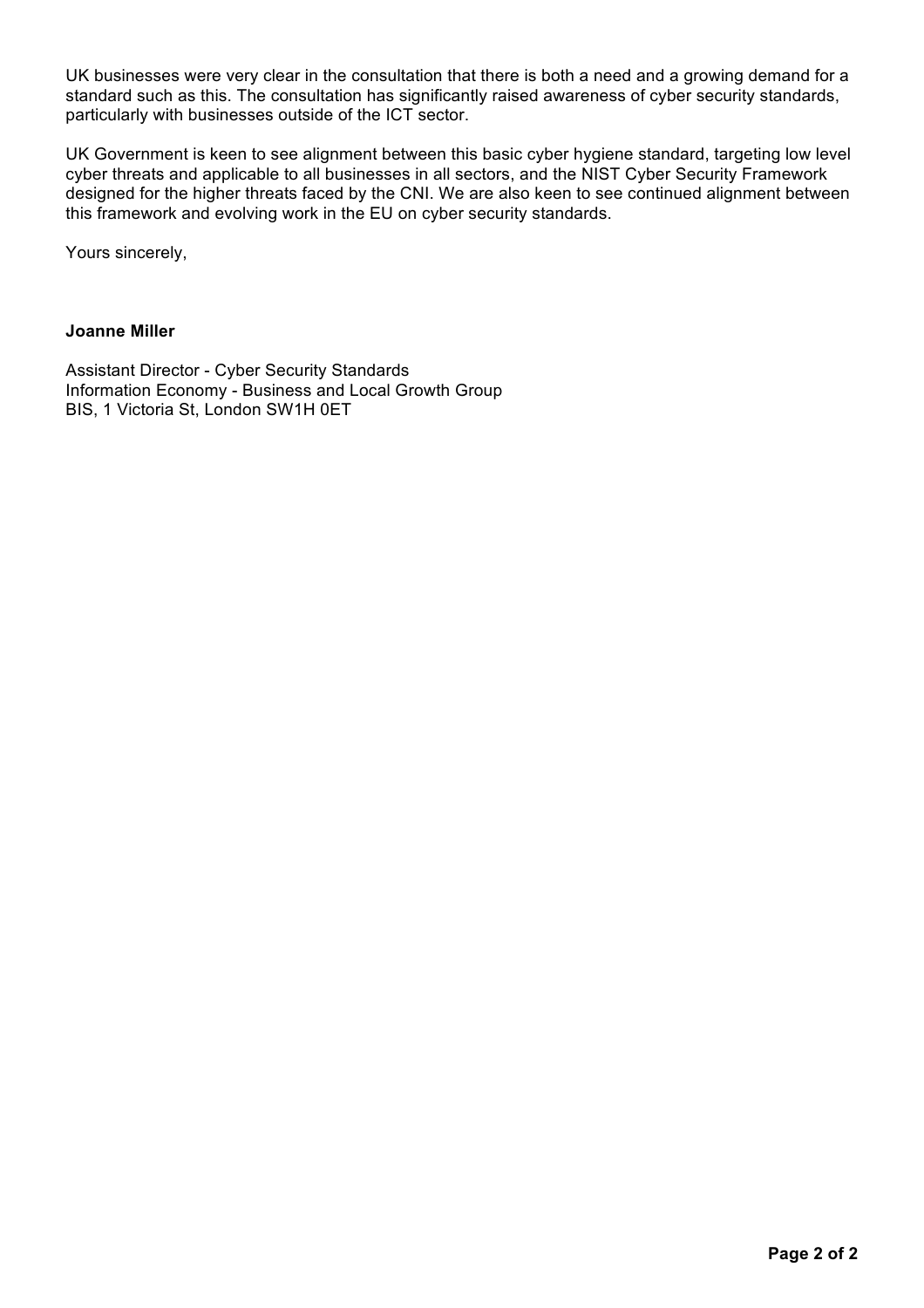UK businesses were very clear in the consultation that there is both a need and a growing demand for a standard such as this. The consultation has significantly raised awareness of cyber security standards, particularly with businesses outside of the ICT sector.

UK Government is keen to see alignment between this basic cyber hygiene standard, targeting low level cyber threats and applicable to all businesses in all sectors, and the NIST Cyber Security Framework designed for the higher threats faced by the CNI. We are also keen to see continued alignment between this framework and evolving work in the EU on cyber security standards.

Yours sincerely,

**Joanne Miller**

Assistant Director - Cyber Security Standards
Information Economy - Business and Local Growth Group
BIS, 1 Victoria St, London SW1H 0ET